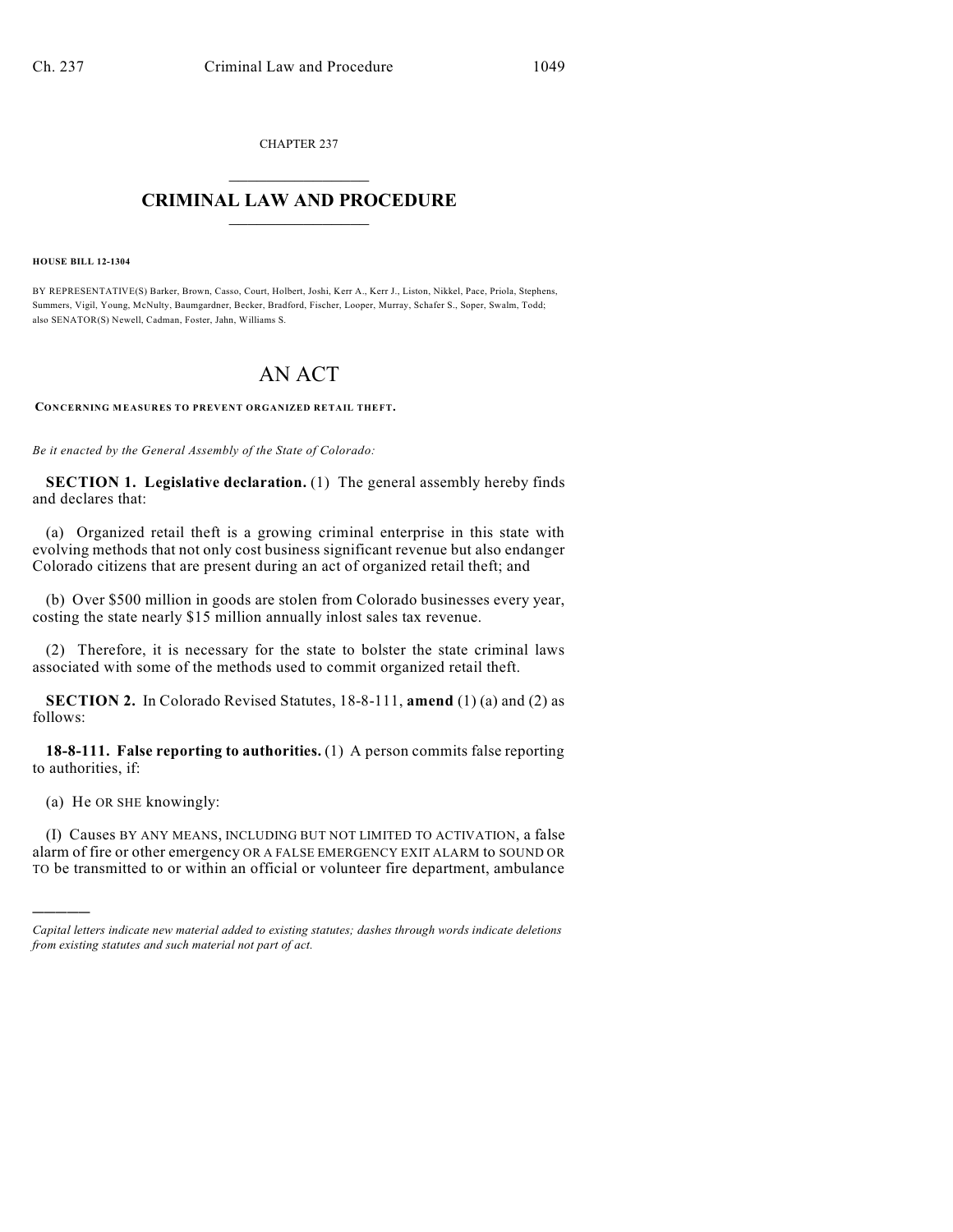CHAPTER 237

# CRIMINAL LAW AND PROCEDURE

**HOUSE BILL 12-1304**

BY REPRESENTATIVE(S) Barker, Brown, Casso, Court, Holbert, Joshi, Kerr A., Kerr J., Liston, Nikkel, Pace, Priola, Stephens, Summers, Vigil, Young, McNulty, Baumgardner, Becker, Bradford, Fischer, Looper, Murray, Schafer S., Soper, Swalm, Todd; also SENATOR(S) Newell, Cadman, Foster, Jahn, Williams S.

# AN ACT

**CONCERNING MEASURES TO PREVENT ORGANIZED RETAIL THEFT.**

*Be it enacted by the General Assembly of the State of Colorado:*

**SECTION 1. Legislative declaration.** (1) The general assembly hereby finds and declares that:

(a) Organized retail theft is a growing criminal enterprise in this state with evolving methods that not only cost business significant revenue but also endanger Colorado citizens that are present during an act of organized retail theft; and

(b) Over $500 million in goods are stolen from Colorado businesses every year, costing the state nearly $15 million annually inlost sales tax revenue.

(2) Therefore, it is necessary for the state to bolster the state criminal laws associated with some of the methods used to commit organized retail theft.

**SECTION 2.** In Colorado Revised Statutes, 18-8-111, **amend** (1) (a) and (2) as follows:

**18-8-111. False reporting to authorities.** (1) A person commits false reporting to authorities, if:

(a) He OR SHE knowingly:

(I) Causes BY ANY MEANS, INCLUDING BUT NOT LIMITED TO ACTIVATION, a false alarm of fire or other emergency OR A FALSE EMERGENCY EXIT ALARM to SOUND OR TO be transmitted to or within an official or volunteer fire department, ambulance

---

*Capital letters indicate new material added to existing statutes; dashes through words indicate deletions from existing statutes and such material not part of act.*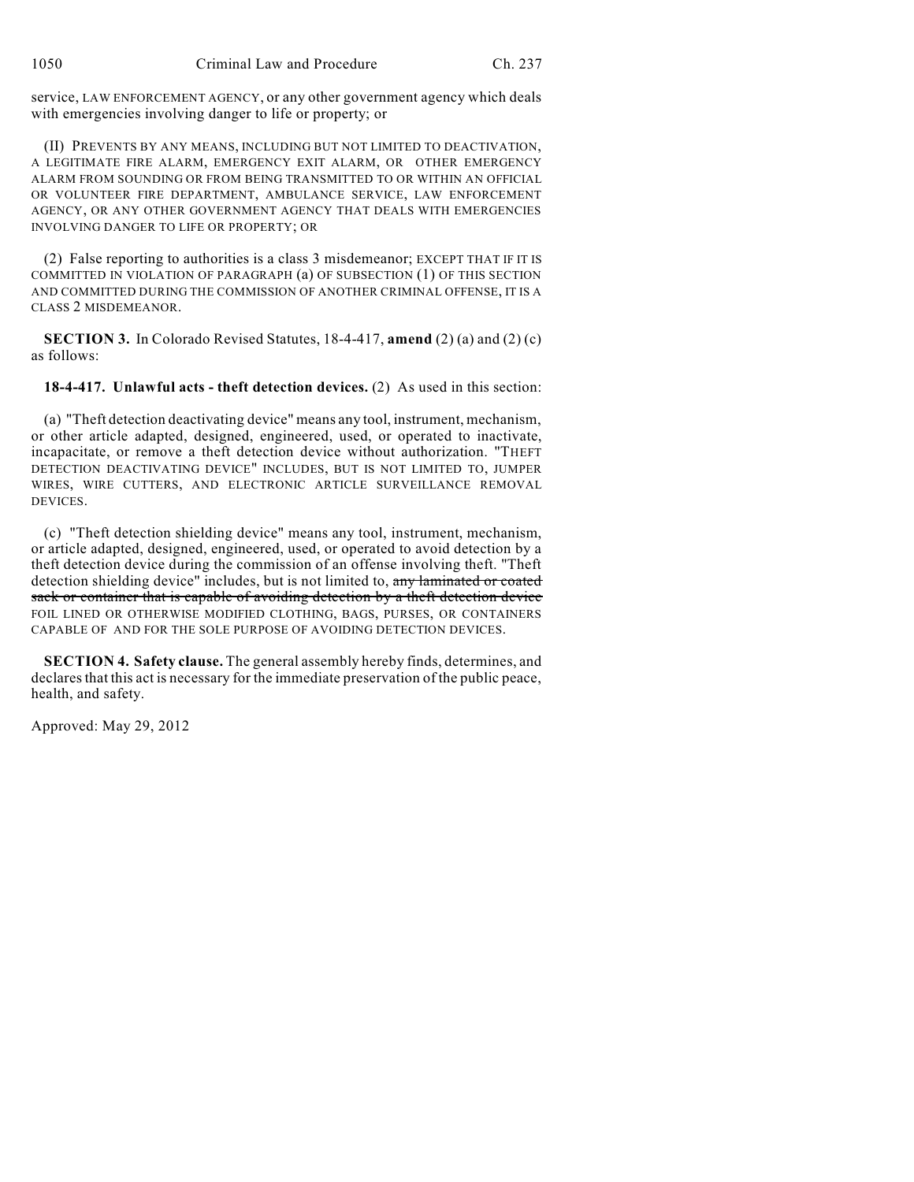service, LAW ENFORCEMENT AGENCY, or any other government agency which deals with emergencies involving danger to life or property; or

(II) PREVENTS BY ANY MEANS, INCLUDING BUT NOT LIMITED TO DEACTIVATION, A LEGITIMATE FIRE ALARM, EMERGENCY EXIT ALARM, OR OTHER EMERGENCY ALARM FROM SOUNDING OR FROM BEING TRANSMITTED TO OR WITHIN AN OFFICIAL OR VOLUNTEER FIRE DEPARTMENT, AMBULANCE SERVICE, LAW ENFORCEMENT AGENCY, OR ANY OTHER GOVERNMENT AGENCY THAT DEALS WITH EMERGENCIES INVOLVING DANGER TO LIFE OR PROPERTY; OR

(2) False reporting to authorities is a class 3 misdemeanor; EXCEPT THAT IF IT IS COMMITTED IN VIOLATION OF PARAGRAPH (a) OF SUBSECTION (1) OF THIS SECTION AND COMMITTED DURING THE COMMISSION OF ANOTHER CRIMINAL OFFENSE, IT IS A CLASS 2 MISDEMEANOR.

**SECTION 3.** In Colorado Revised Statutes, 18-4-417, **amend** (2) (a) and (2) (c) as follows:

**18-4-417. Unlawful acts - theft detection devices.** (2) As used in this section:

(a) "Theft detection deactivating device" means any tool, instrument, mechanism, or other article adapted, designed, engineered, used, or operated to inactivate, incapacitate, or remove a theft detection device without authorization. "THEFT DETECTION DEACTIVATING DEVICE" INCLUDES, BUT IS NOT LIMITED TO, JUMPER WIRES, WIRE CUTTERS, AND ELECTRONIC ARTICLE SURVEILLANCE REMOVAL DEVICES.

(c) "Theft detection shielding device" means any tool, instrument, mechanism, or article adapted, designed, engineered, used, or operated to avoid detection by a theft detection device during the commission of an offense involving theft. "Theft detection shielding device" includes, but is not limited to, ~~any laminated or coated sack or container that is capable of avoiding detection by a theft detection device~~ FOIL LINED OR OTHERWISE MODIFIED CLOTHING, BAGS, PURSES, OR CONTAINERS CAPABLE OF AND FOR THE SOLE PURPOSE OF AVOIDING DETECTION DEVICES.

**SECTION 4. Safety clause.** The general assembly hereby finds, determines, and declares that this act is necessary for the immediate preservation of the public peace, health, and safety.

Approved: May 29, 2012